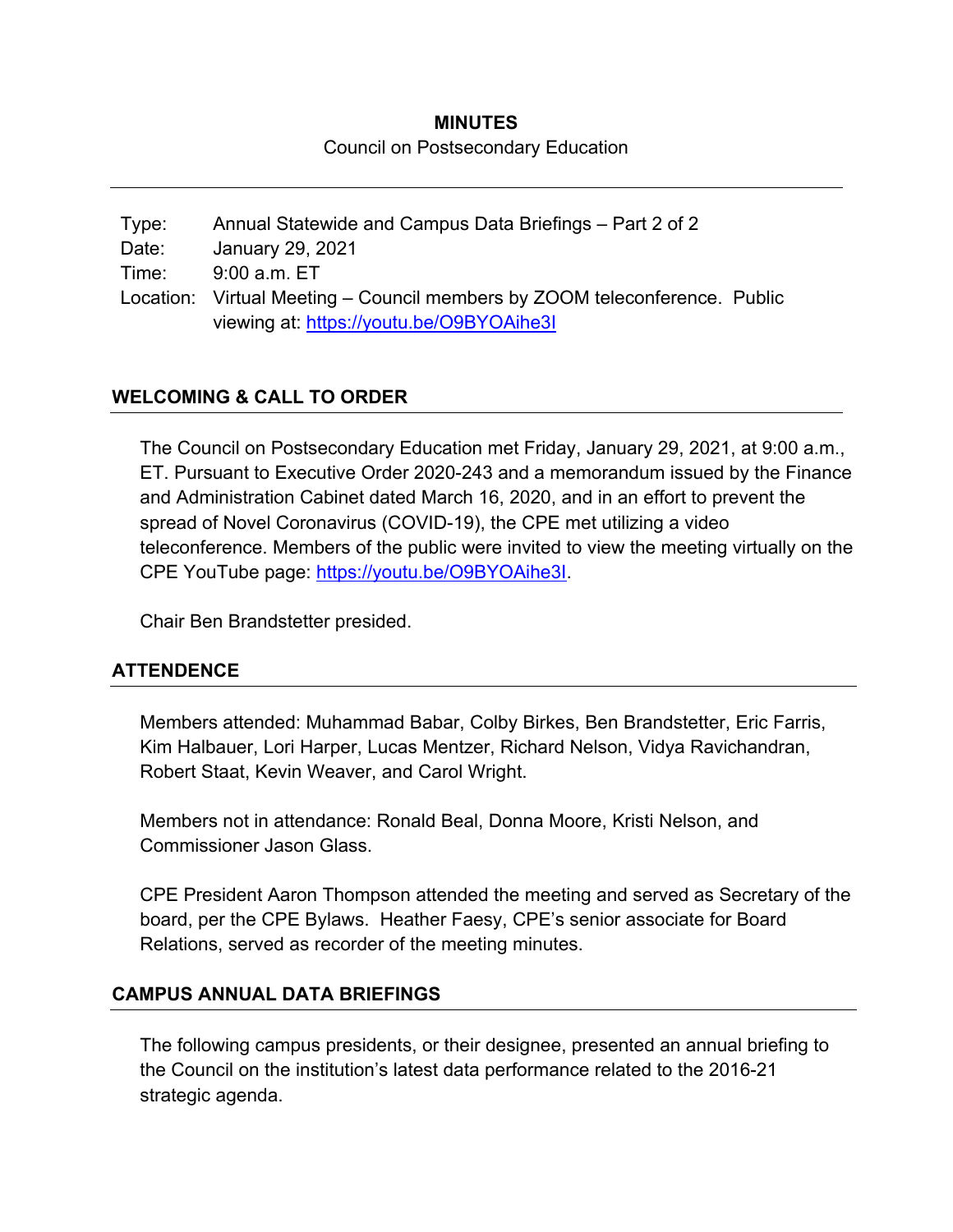**MINUTES**

Council on Postsecondary Education

---

| | |
|---|---|
| Type: | Annual Statewide and Campus Data Briefings – Part 2 of 2 |
| Date: | January 29, 2021 |
| Time: | 9:00 a.m. ET |
| Location: | Virtual Meeting – Council members by ZOOM teleconference. Public viewing at: https://youtu.be/O9BYOAihe3I |

## WELCOMING & CALL TO ORDER

The Council on Postsecondary Education met Friday, January 29, 2021, at 9:00 a.m., ET. Pursuant to Executive Order 2020-243 and a memorandum issued by the Finance and Administration Cabinet dated March 16, 2020, and in an effort to prevent the spread of Novel Coronavirus (COVID-19), the CPE met utilizing a video teleconference. Members of the public were invited to view the meeting virtually on the CPE YouTube page: https://youtu.be/O9BYOAihe3I.

Chair Ben Brandstetter presided.

## ATTENDENCE

Members attended: Muhammad Babar, Colby Birkes, Ben Brandstetter, Eric Farris, Kim Halbauer, Lori Harper, Lucas Mentzer, Richard Nelson, Vidya Ravichandran, Robert Staat, Kevin Weaver, and Carol Wright.

Members not in attendance: Ronald Beal, Donna Moore, Kristi Nelson, and Commissioner Jason Glass.

CPE President Aaron Thompson attended the meeting and served as Secretary of the board, per the CPE Bylaws. Heather Faesy, CPE's senior associate for Board Relations, served as recorder of the meeting minutes.

## CAMPUS ANNUAL DATA BRIEFINGS

The following campus presidents, or their designee, presented an annual briefing to the Council on the institution's latest data performance related to the 2016-21 strategic agenda.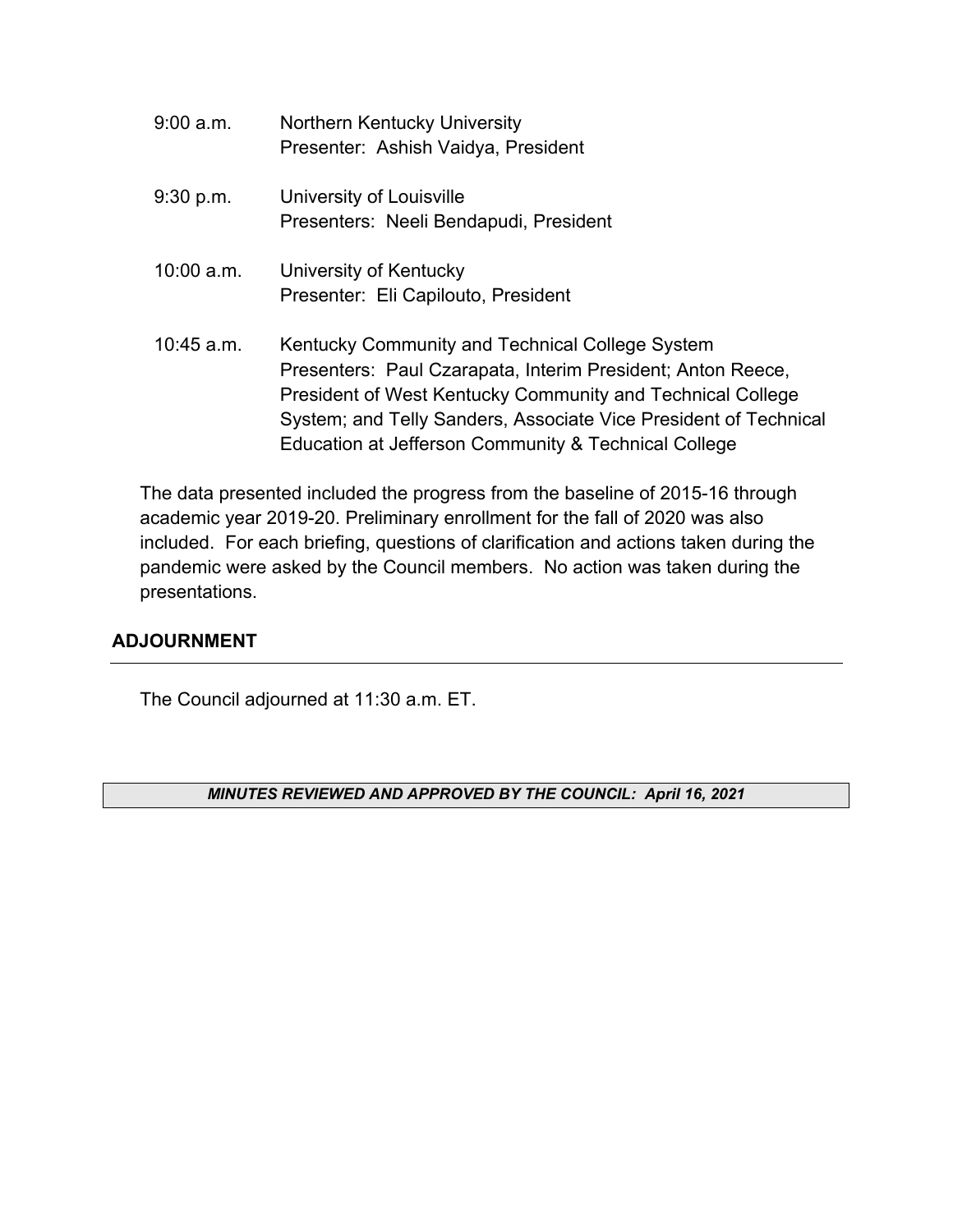| | |
|---|---|
| 9:00 a.m. | Northern Kentucky University<br>Presenter: Ashish Vaidya, President |
| 9:30 p.m. | University of Louisville<br>Presenters: Neeli Bendapudi, President |
| 10:00 a.m. | University of Kentucky<br>Presenter: Eli Capilouto, President |
| 10:45 a.m. | Kentucky Community and Technical College System<br>Presenters: Paul Czarapata, Interim President; Anton Reece, President of West Kentucky Community and Technical College System; and Telly Sanders, Associate Vice President of Technical Education at Jefferson Community & Technical College |

The data presented included the progress from the baseline of 2015-16 through academic year 2019-20. Preliminary enrollment for the fall of 2020 was also included. For each briefing, questions of clarification and actions taken during the pandemic were asked by the Council members. No action was taken during the presentations.

## ADJOURNMENT

The Council adjourned at 11:30 a.m. ET.

***MINUTES REVIEWED AND APPROVED BY THE COUNCIL: April 16, 2021***